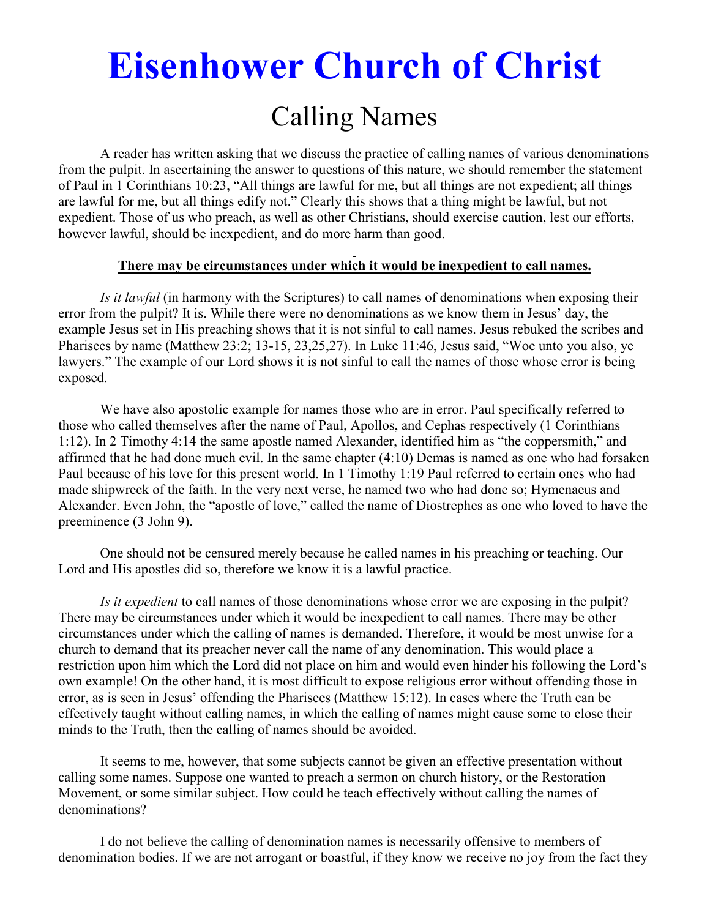# Eisenhower Church of Christ

## Calling Names

A reader has written asking that we discuss the practice of calling names of various denominations from the pulpit. In ascertaining the answer to questions of this nature, we should remember the statement of Paul in 1 Corinthians 10:23, "All things are lawful for me, but all things are not expedient; all things are lawful for me, but all things edify not." Clearly this shows that a thing might be lawful, but not expedient. Those of us who preach, as well as other Christians, should exercise caution, lest our efforts, however lawful, should be inexpedient, and do more harm than good.

**<u>There may be circumstances under which it would be inexpedient to call names.</u>**

*Is it lawful* (in harmony with the Scriptures) to call names of denominations when exposing their error from the pulpit? It is. While there were no denominations as we know them in Jesus' day, the example Jesus set in His preaching shows that it is not sinful to call names. Jesus rebuked the scribes and Pharisees by name (Matthew 23:2; 13-15, 23,25,27). In Luke 11:46, Jesus said, "Woe unto you also, ye lawyers." The example of our Lord shows it is not sinful to call the names of those whose error is being exposed.

We have also apostolic example for names those who are in error. Paul specifically referred to those who called themselves after the name of Paul, Apollos, and Cephas respectively (1 Corinthians 1:12). In 2 Timothy 4:14 the same apostle named Alexander, identified him as "the coppersmith," and affirmed that he had done much evil. In the same chapter (4:10) Demas is named as one who had forsaken Paul because of his love for this present world. In 1 Timothy 1:19 Paul referred to certain ones who had made shipwreck of the faith. In the very next verse, he named two who had done so; Hymenaeus and Alexander. Even John, the "apostle of love," called the name of Diostrephes as one who loved to have the preeminence (3 John 9).

One should not be censured merely because he called names in his preaching or teaching. Our Lord and His apostles did so, therefore we know it is a lawful practice.

*Is it expedient* to call names of those denominations whose error we are exposing in the pulpit? There may be circumstances under which it would be inexpedient to call names. There may be other circumstances under which the calling of names is demanded. Therefore, it would be most unwise for a church to demand that its preacher never call the name of any denomination. This would place a restriction upon him which the Lord did not place on him and would even hinder his following the Lord's own example! On the other hand, it is most difficult to expose religious error without offending those in error, as is seen in Jesus' offending the Pharisees (Matthew 15:12). In cases where the Truth can be effectively taught without calling names, in which the calling of names might cause some to close their minds to the Truth, then the calling of names should be avoided.

It seems to me, however, that some subjects cannot be given an effective presentation without calling some names. Suppose one wanted to preach a sermon on church history, or the Restoration Movement, or some similar subject. How could he teach effectively without calling the names of denominations?

I do not believe the calling of denomination names is necessarily offensive to members of denomination bodies. If we are not arrogant or boastful, if they know we receive no joy from the fact they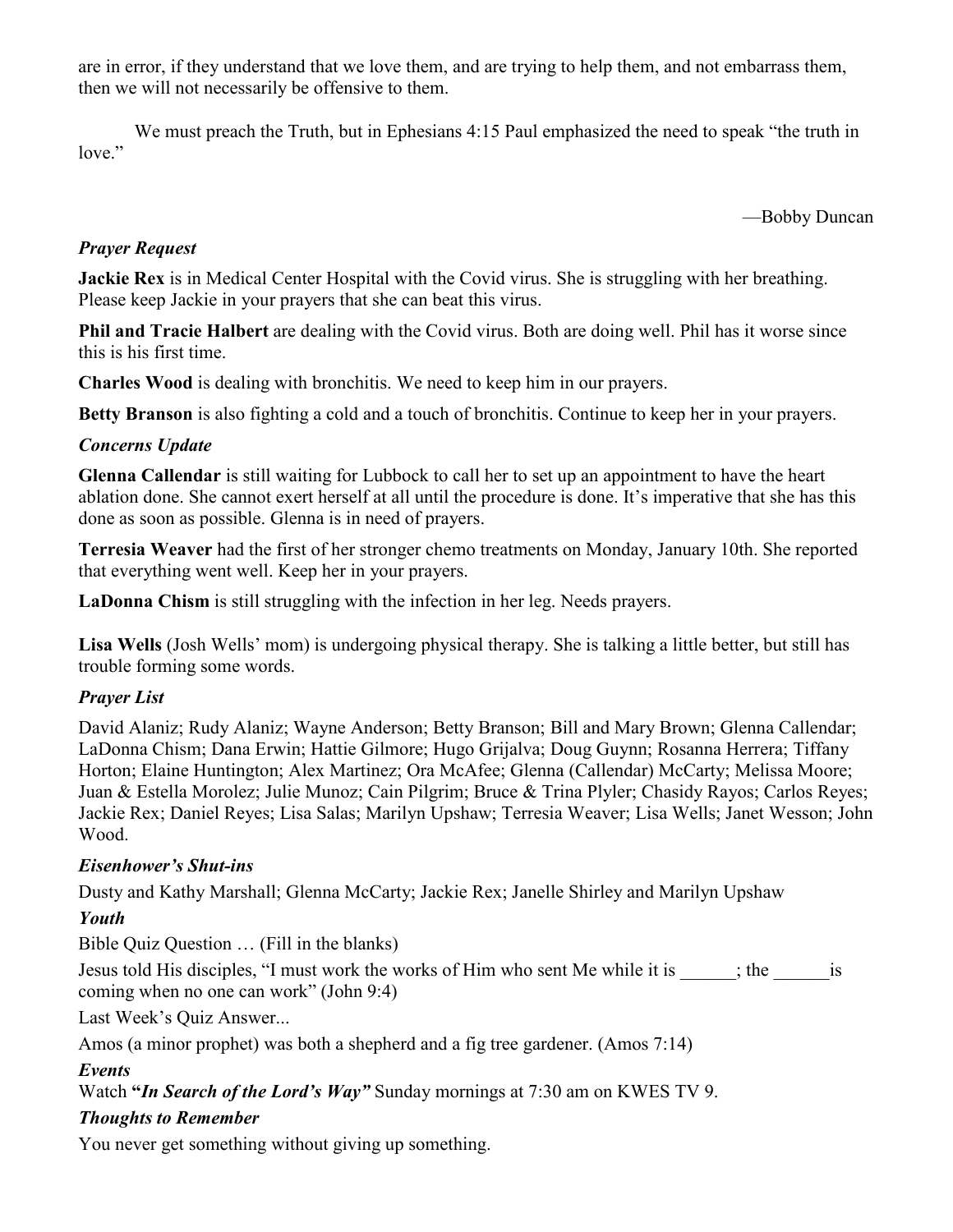are in error, if they understand that we love them, and are trying to help them, and not embarrass them, then we will not necessarily be offensive to them.

We must preach the Truth, but in Ephesians 4:15 Paul emphasized the need to speak "the truth in love."

—Bobby Duncan

### *Prayer Request*

**Jackie Rex** is in Medical Center Hospital with the Covid virus. She is struggling with her breathing. Please keep Jackie in your prayers that she can beat this virus.

**Phil and Tracie Halbert** are dealing with the Covid virus. Both are doing well. Phil has it worse since this is his first time.

**Charles Wood** is dealing with bronchitis. We need to keep him in our prayers.

**Betty Branson** is also fighting a cold and a touch of bronchitis. Continue to keep her in your prayers.

### *Concerns Update*

**Glenna Callendar** is still waiting for Lubbock to call her to set up an appointment to have the heart ablation done. She cannot exert herself at all until the procedure is done. It's imperative that she has this done as soon as possible. Glenna is in need of prayers.

**Terresia Weaver** had the first of her stronger chemo treatments on Monday, January 10th. She reported that everything went well. Keep her in your prayers.

**LaDonna Chism** is still struggling with the infection in her leg. Needs prayers.

**Lisa Wells** (Josh Wells' mom) is undergoing physical therapy. She is talking a little better, but still has trouble forming some words.

### *Prayer List*

David Alaniz; Rudy Alaniz; Wayne Anderson; Betty Branson; Bill and Mary Brown; Glenna Callendar; LaDonna Chism; Dana Erwin; Hattie Gilmore; Hugo Grijalva; Doug Guynn; Rosanna Herrera; Tiffany Horton; Elaine Huntington; Alex Martinez; Ora McAfee; Glenna (Callendar) McCarty; Melissa Moore; Juan & Estella Morolez; Julie Munoz; Cain Pilgrim; Bruce & Trina Plyler; Chasidy Rayos; Carlos Reyes; Jackie Rex; Daniel Reyes; Lisa Salas; Marilyn Upshaw; Terresia Weaver; Lisa Wells; Janet Wesson; John Wood.

### *Eisenhower's Shut-ins*

Dusty and Kathy Marshall; Glenna McCarty; Jackie Rex; Janelle Shirley and Marilyn Upshaw

### *Youth*

Bible Quiz Question … (Fill in the blanks)

Jesus told His disciples, "I must work the works of Him who sent Me while it is ______; the ______is coming when no one can work" (John 9:4)

Last Week's Quiz Answer...

Amos (a minor prophet) was both a shepherd and a fig tree gardener. (Amos 7:14)

### *Events*

Watch **"*In Search of the Lord's Way"*** Sunday mornings at 7:30 am on KWES TV 9.

### *Thoughts to Remember*

You never get something without giving up something.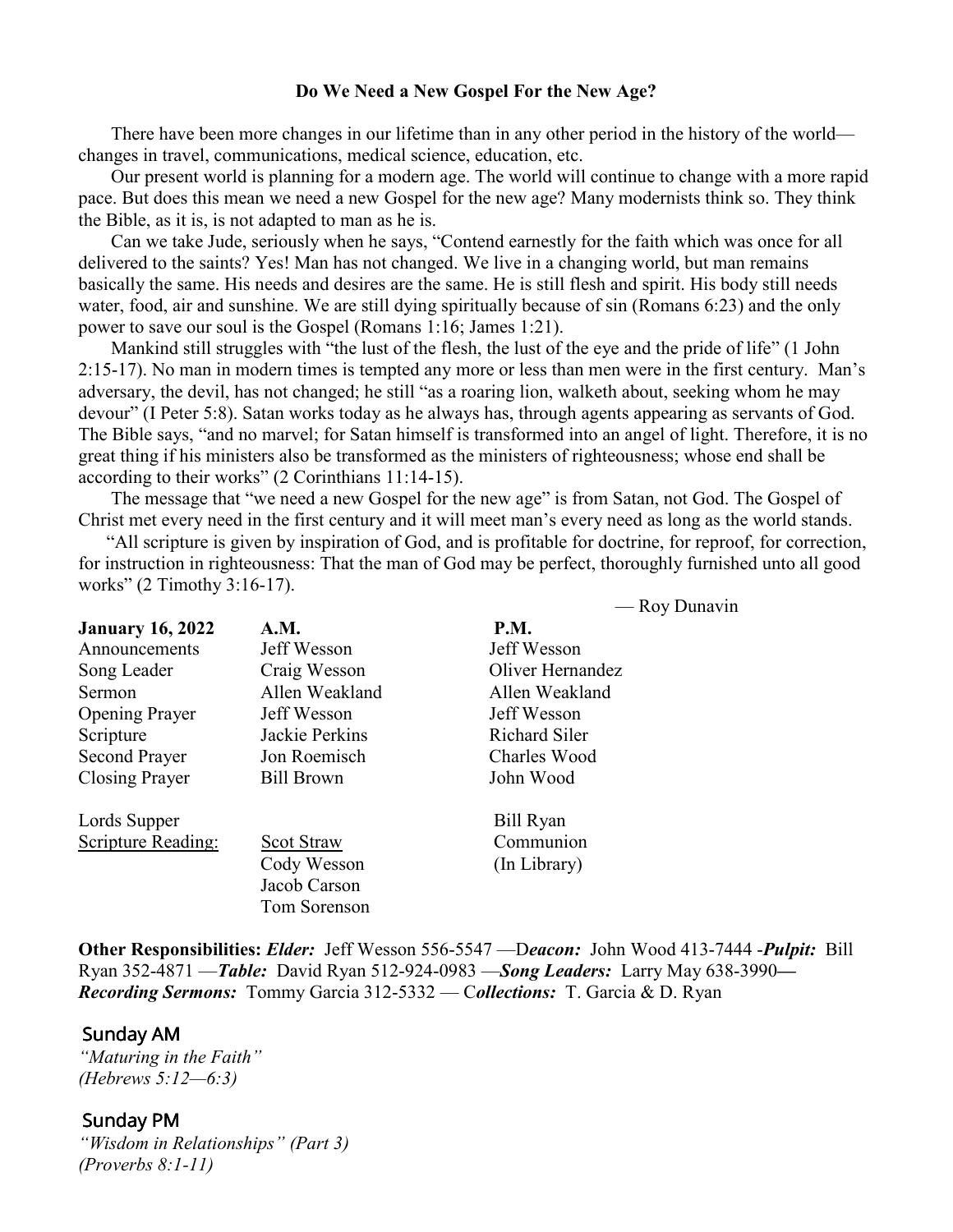**Do We Need a New Gospel For the New Age?**

There have been more changes in our lifetime than in any other period in the history of the world—changes in travel, communications, medical science, education, etc.

Our present world is planning for a modern age. The world will continue to change with a more rapid pace. But does this mean we need a new Gospel for the new age? Many modernists think so. They think the Bible, as it is, is not adapted to man as he is.

Can we take Jude, seriously when he says, "Contend earnestly for the faith which was once for all delivered to the saints? Yes! Man has not changed. We live in a changing world, but man remains basically the same. His needs and desires are the same. He is still flesh and spirit. His body still needs water, food, air and sunshine. We are still dying spiritually because of sin (Romans 6:23) and the only power to save our soul is the Gospel (Romans 1:16; James 1:21).

Mankind still struggles with "the lust of the flesh, the lust of the eye and the pride of life" (1 John 2:15-17). No man in modern times is tempted any more or less than men were in the first century. Man's adversary, the devil, has not changed; he still "as a roaring lion, walketh about, seeking whom he may devour" (I Peter 5:8). Satan works today as he always has, through agents appearing as servants of God. The Bible says, "and no marvel; for Satan himself is transformed into an angel of light. Therefore, it is no great thing if his ministers also be transformed as the ministers of righteousness; whose end shall be according to their works" (2 Corinthians 11:14-15).

The message that "we need a new Gospel for the new age" is from Satan, not God. The Gospel of Christ met every need in the first century and it will meet man's every need as long as the world stands.

"All scripture is given by inspiration of God, and is profitable for doctrine, for reproof, for correction, for instruction in righteousness: That the man of God may be perfect, thoroughly furnished unto all good works" (2 Timothy 3:16-17).

— Roy Dunavin

| **January 16, 2022** | **A.M.** | **P.M.** |
|---|---|---|
| Announcements | Jeff Wesson | Jeff Wesson |
| Song Leader | Craig Wesson | Oliver Hernandez |
| Sermon | Allen Weakland | Allen Weakland |
| Opening Prayer | Jeff Wesson | Jeff Wesson |
| Scripture | Jackie Perkins | Richard Siler |
| Second Prayer | Jon Roemisch | Charles Wood |
| Closing Prayer | Bill Brown | John Wood |
| | | |
| Lords Supper | | Bill Ryan |
| Scripture Reading: | Scot Straw | Communion |
| | Cody Wesson | (In Library) |
| | Jacob Carson | |
| | Tom Sorenson | |

**Other Responsibilities:** ***Elder:*** Jeff Wesson 556-5547 —***Deacon:*** John Wood 413-7444 -***Pulpit:*** Bill Ryan 352-4871 —***Table:*** David Ryan 512-924-0983 —***Song Leaders:*** Larry May 638-3990— ***Recording Sermons:*** Tommy Garcia 312-5332 — ***Collections:*** T. Garcia & D. Ryan

### Sunday AM

*"Maturing in the Faith"*
*(Hebrews 5:12—6:3)*

### Sunday PM

*"Wisdom in Relationships" (Part 3)*
*(Proverbs 8:1-11)*